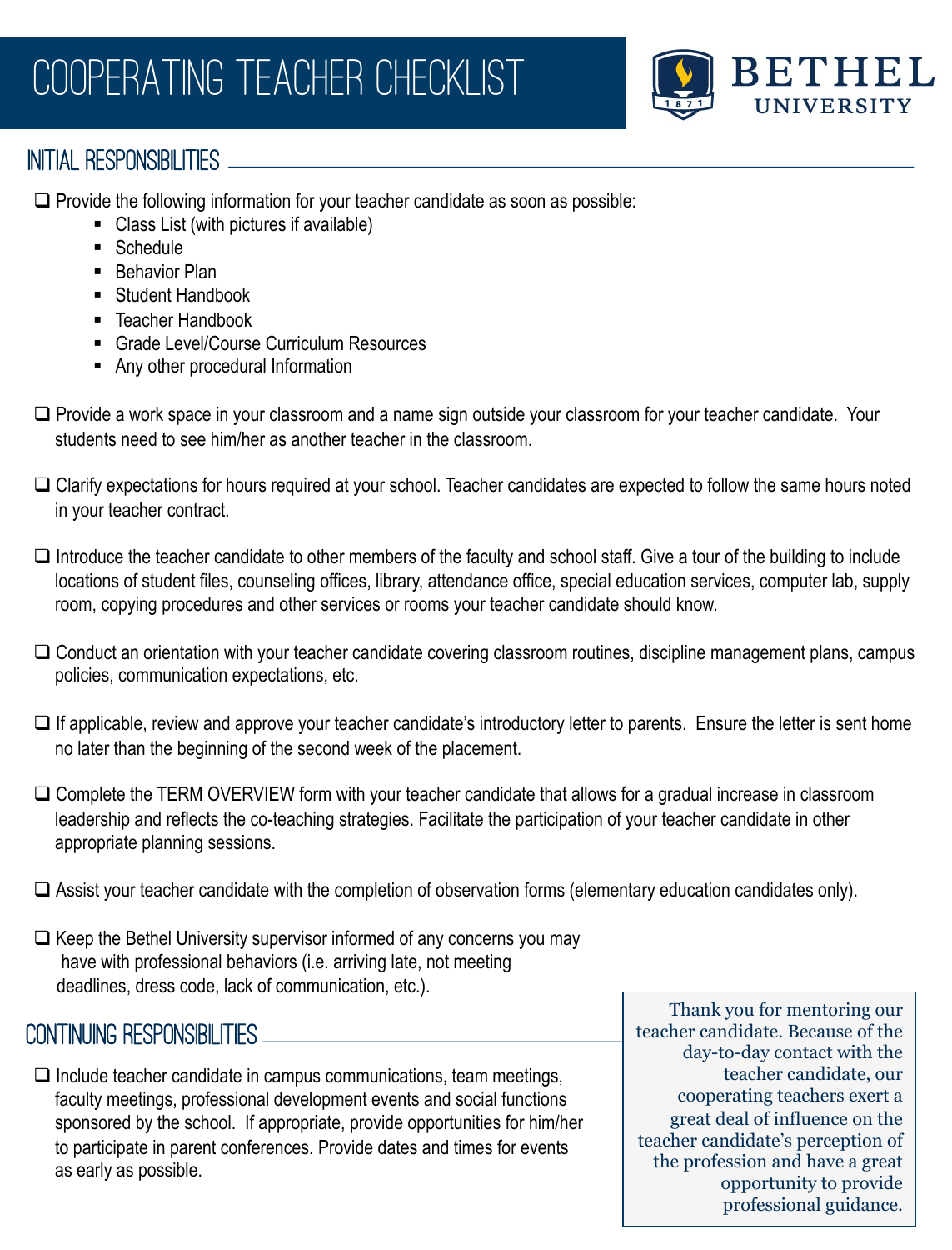# COOPERATING TEACHER CHECKLIST

BETHEL UNIVERSITY

## INITIAL RESPONSIBILITIES

- ❑ Provide the following information for your teacher candidate as soon as possible:
  - Class List (with pictures if available)
  - Schedule
  - Behavior Plan
  - Student Handbook
  - Teacher Handbook
  - Grade Level/Course Curriculum Resources
  - Any other procedural Information

- ❑ Provide a work space in your classroom and a name sign outside your classroom for your teacher candidate. Your students need to see him/her as another teacher in the classroom.

- ❑ Clarify expectations for hours required at your school. Teacher candidates are expected to follow the same hours noted in your teacher contract.

- ❑ Introduce the teacher candidate to other members of the faculty and school staff. Give a tour of the building to include locations of student files, counseling offices, library, attendance office, special education services, computer lab, supply room, copying procedures and other services or rooms your teacher candidate should know.

- ❑ Conduct an orientation with your teacher candidate covering classroom routines, discipline management plans, campus policies, communication expectations, etc.

- ❑ If applicable, review and approve your teacher candidate's introductory letter to parents. Ensure the letter is sent home no later than the beginning of the second week of the placement.

- ❑ Complete the TERM OVERVIEW form with your teacher candidate that allows for a gradual increase in classroom leadership and reflects the co-teaching strategies. Facilitate the participation of your teacher candidate in other appropriate planning sessions.

- ❑ Assist your teacher candidate with the completion of observation forms (elementary education candidates only).

- ❑ Keep the Bethel University supervisor informed of any concerns you may have with professional behaviors (i.e. arriving late, not meeting deadlines, dress code, lack of communication, etc.).

## CONTINUING RESPONSIBILITIES

- ❑ Include teacher candidate in campus communications, team meetings, faculty meetings, professional development events and social functions sponsored by the school. If appropriate, provide opportunities for him/her to participate in parent conferences. Provide dates and times for events as early as possible.

> Thank you for mentoring our teacher candidate. Because of the day-to-day contact with the teacher candidate, our cooperating teachers exert a great deal of influence on the teacher candidate's perception of the profession and have a great opportunity to provide professional guidance.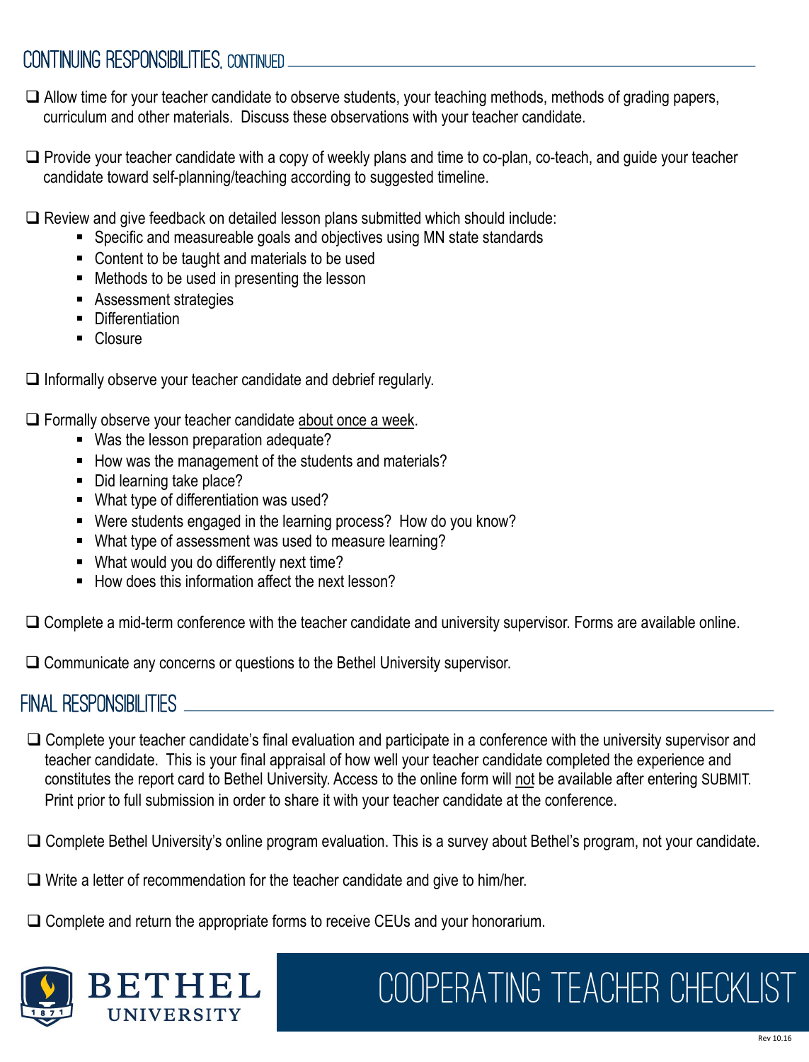## CONTINUING RESPONSIBILITIES, CONTINUED

- ❑ Allow time for your teacher candidate to observe students, your teaching methods, methods of grading papers, curriculum and other materials. Discuss these observations with your teacher candidate.

- ❑ Provide your teacher candidate with a copy of weekly plans and time to co-plan, co-teach, and guide your teacher candidate toward self-planning/teaching according to suggested timeline.

- ❑ Review and give feedback on detailed lesson plans submitted which should include:
  - Specific and measureable goals and objectives using MN state standards
  - Content to be taught and materials to be used
  - Methods to be used in presenting the lesson
  - Assessment strategies
  - Differentiation
  - Closure

- ❑ Informally observe your teacher candidate and debrief regularly.

- ❑ Formally observe your teacher candidate <u>about once a week</u>.
  - Was the lesson preparation adequate?
  - How was the management of the students and materials?
  - Did learning take place?
  - What type of differentiation was used?
  - Were students engaged in the learning process? How do you know?
  - What type of assessment was used to measure learning?
  - What would you do differently next time?
  - How does this information affect the next lesson?

- ❑ Complete a mid-term conference with the teacher candidate and university supervisor. Forms are available online.

- ❑ Communicate any concerns or questions to the Bethel University supervisor.

## FINAL RESPONSIBILITIES

- ❑ Complete your teacher candidate's final evaluation and participate in a conference with the university supervisor and teacher candidate. This is your final appraisal of how well your teacher candidate completed the experience and constitutes the report card to Bethel University. Access to the online form will <u>not</u> be available after entering SUBMIT. Print prior to full submission in order to share it with your teacher candidate at the conference.

- ❑ Complete Bethel University's online program evaluation. This is a survey about Bethel's program, not your candidate.

- ❑ Write a letter of recommendation for the teacher candidate and give to him/her.

- ❑ Complete and return the appropriate forms to receive CEUs and your honorarium.

BETHEL UNIVERSITY

# COOPERATING TEACHER CHECKLIST

Rev 10.16